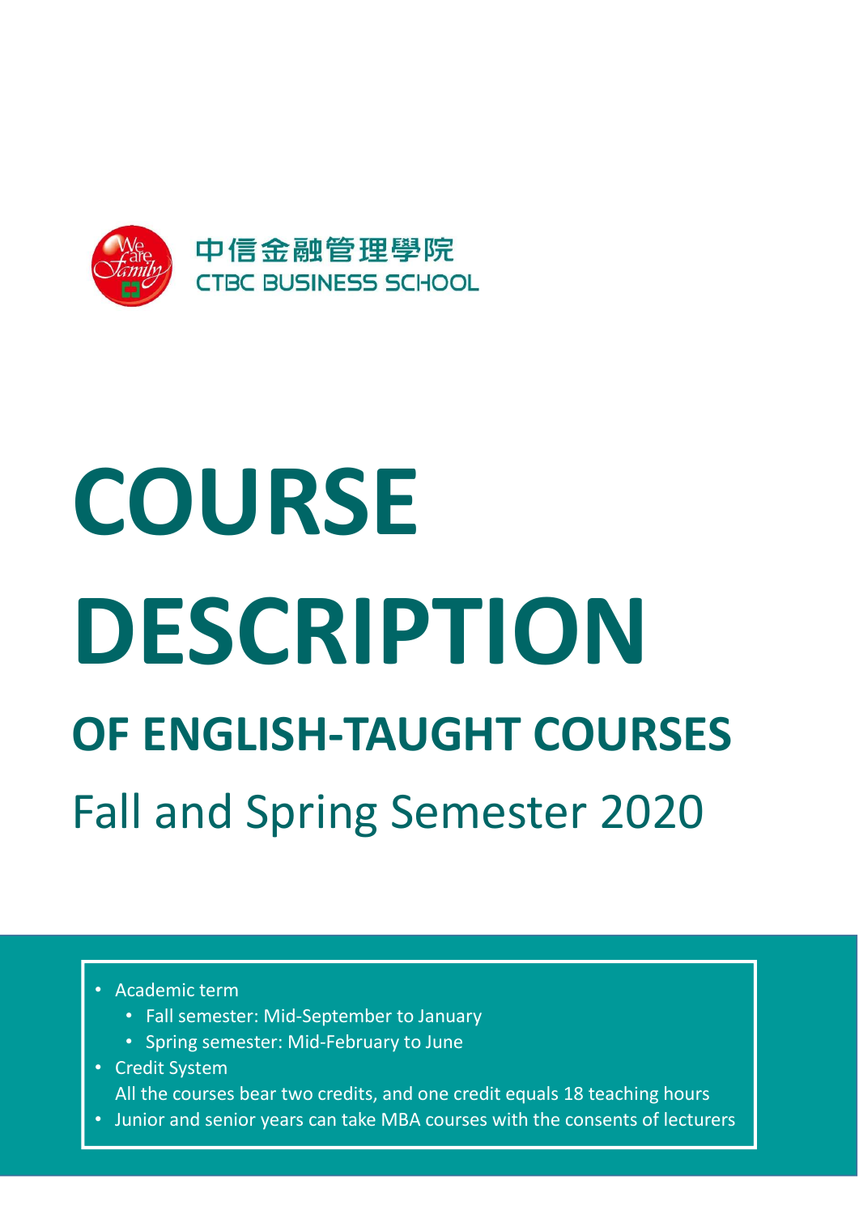中信金融管理學院
CTBC BUSINESS SCHOOL

# COURSE DESCRIPTION

## OF ENGLISH-TAUGHT COURSES

Fall and Spring Semester 2020

- Academic term
  - Fall semester: Mid-September to January
  - Spring semester: Mid-February to June
- Credit System
  All the courses bear two credits, and one credit equals 18 teaching hours
- Junior and senior years can take MBA courses with the consents of lecturers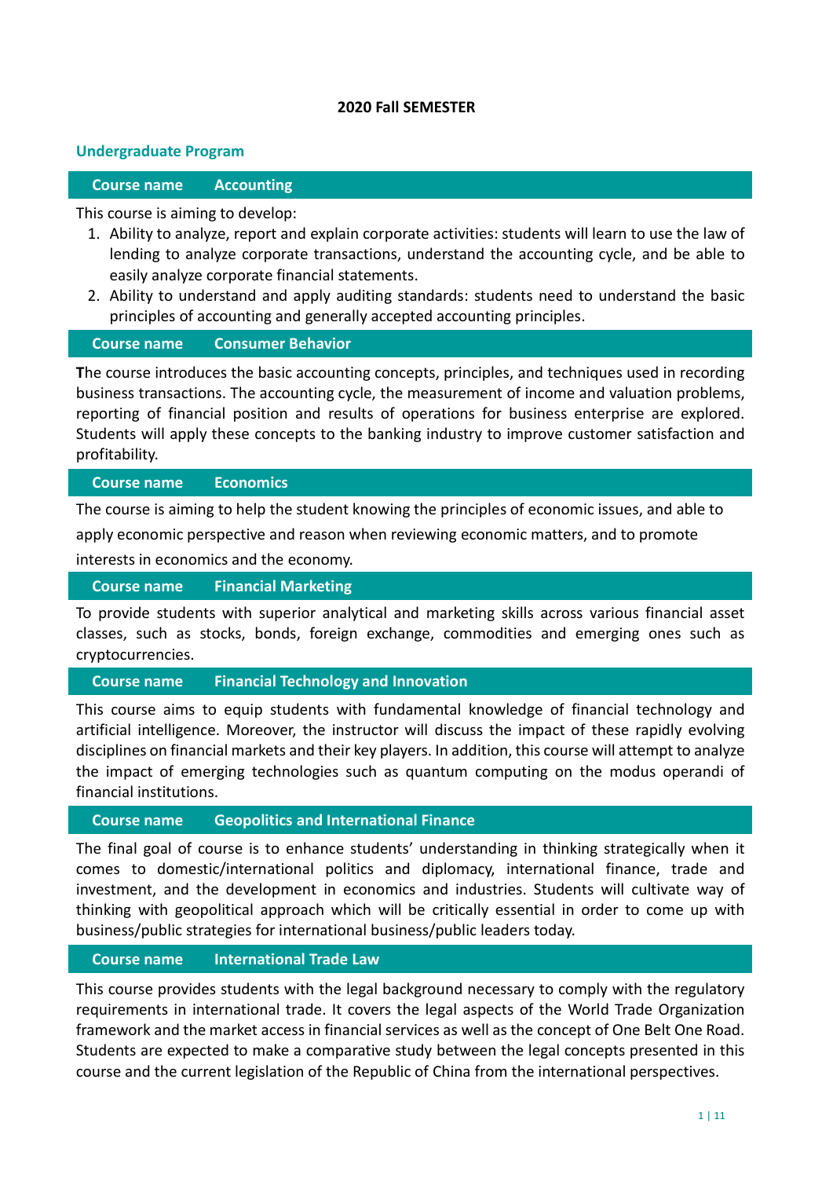**2020 Fall SEMESTER**

## Undergraduate Program

### Course name Accounting

This course is aiming to develop:

1. Ability to analyze, report and explain corporate activities: students will learn to use the law of lending to analyze corporate transactions, understand the accounting cycle, and be able to easily analyze corporate financial statements.
2. Ability to understand and apply auditing standards: students need to understand the basic principles of accounting and generally accepted accounting principles.

### Course name Consumer Behavior

**T**he course introduces the basic accounting concepts, principles, and techniques used in recording business transactions. The accounting cycle, the measurement of income and valuation problems, reporting of financial position and results of operations for business enterprise are explored. Students will apply these concepts to the banking industry to improve customer satisfaction and profitability.

### Course name Economics

The course is aiming to help the student knowing the principles of economic issues, and able to apply economic perspective and reason when reviewing economic matters, and to promote interests in economics and the economy.

### Course name Financial Marketing

To provide students with superior analytical and marketing skills across various financial asset classes, such as stocks, bonds, foreign exchange, commodities and emerging ones such as cryptocurrencies.

### Course name Financial Technology and Innovation

This course aims to equip students with fundamental knowledge of financial technology and artificial intelligence. Moreover, the instructor will discuss the impact of these rapidly evolving disciplines on financial markets and their key players. In addition, this course will attempt to analyze the impact of emerging technologies such as quantum computing on the modus operandi of financial institutions.

### Course name Geopolitics and International Finance

The final goal of course is to enhance students' understanding in thinking strategically when it comes to domestic/international politics and diplomacy, international finance, trade and investment, and the development in economics and industries. Students will cultivate way of thinking with geopolitical approach which will be critically essential in order to come up with business/public strategies for international business/public leaders today.

### Course name International Trade Law

This course provides students with the legal background necessary to comply with the regulatory requirements in international trade. It covers the legal aspects of the World Trade Organization framework and the market access in financial services as well as the concept of One Belt One Road. Students are expected to make a comparative study between the legal concepts presented in this course and the current legislation of the Republic of China from the international perspectives.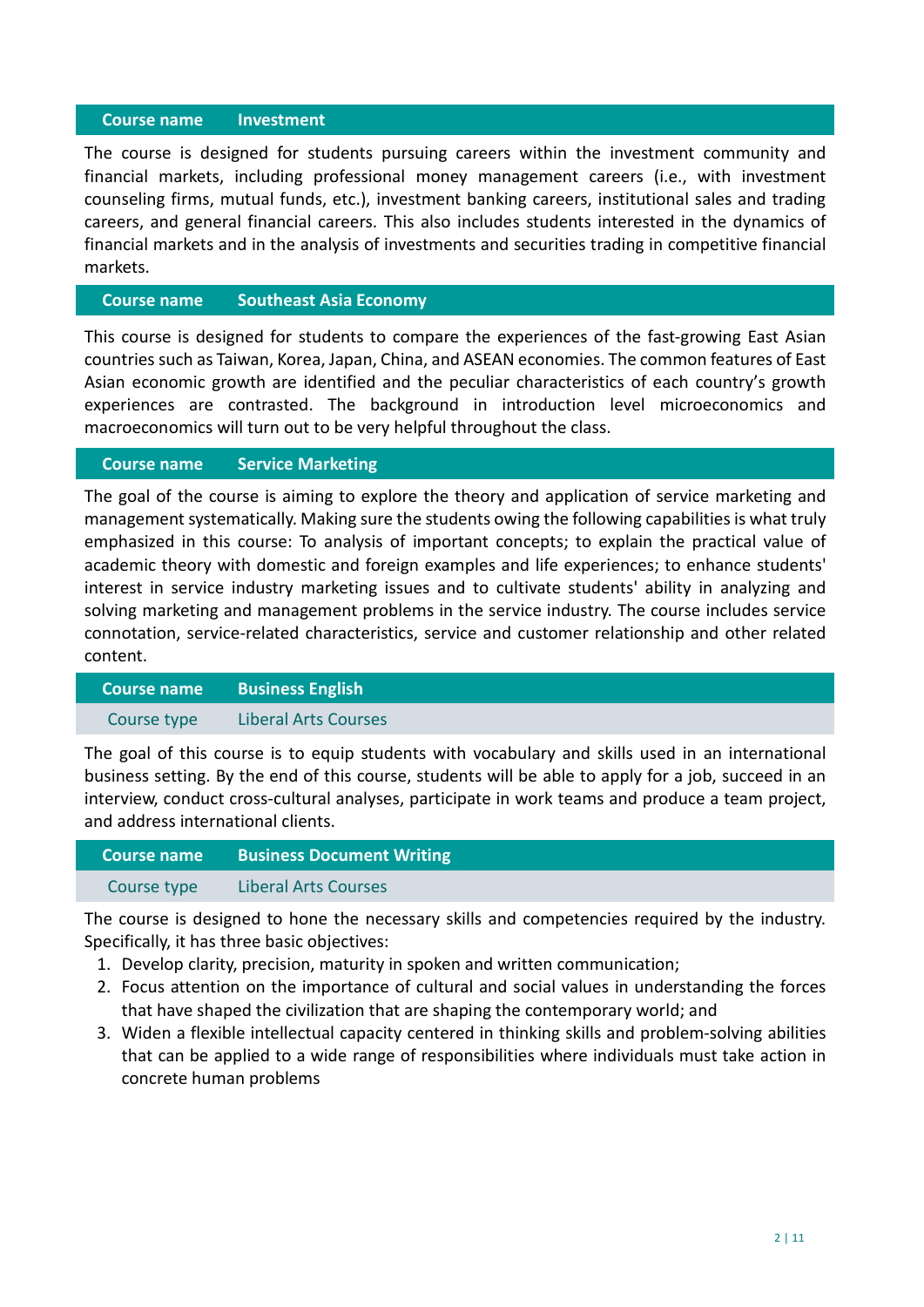| Course name | Investment |
|---|---|

The course is designed for students pursuing careers within the investment community and financial markets, including professional money management careers (i.e., with investment counseling firms, mutual funds, etc.), investment banking careers, institutional sales and trading careers, and general financial careers. This also includes students interested in the dynamics of financial markets and in the analysis of investments and securities trading in competitive financial markets.

| Course name | Southeast Asia Economy |
|---|---|

This course is designed for students to compare the experiences of the fast-growing East Asian countries such as Taiwan, Korea, Japan, China, and ASEAN economies. The common features of East Asian economic growth are identified and the peculiar characteristics of each country's growth experiences are contrasted. The background in introduction level microeconomics and macroeconomics will turn out to be very helpful throughout the class.

| Course name | Service Marketing |
|---|---|

The goal of the course is aiming to explore the theory and application of service marketing and management systematically. Making sure the students owing the following capabilities is what truly emphasized in this course: To analysis of important concepts; to explain the practical value of academic theory with domestic and foreign examples and life experiences; to enhance students' interest in service industry marketing issues and to cultivate students' ability in analyzing and solving marketing and management problems in the service industry. The course includes service connotation, service-related characteristics, service and customer relationship and other related content.

| Course name | Business English |
|---|---|
| Course type | Liberal Arts Courses |

The goal of this course is to equip students with vocabulary and skills used in an international business setting. By the end of this course, students will be able to apply for a job, succeed in an interview, conduct cross-cultural analyses, participate in work teams and produce a team project, and address international clients.

| Course name | Business Document Writing |
|---|---|
| Course type | Liberal Arts Courses |

The course is designed to hone the necessary skills and competencies required by the industry. Specifically, it has three basic objectives:

1. Develop clarity, precision, maturity in spoken and written communication;
2. Focus attention on the importance of cultural and social values in understanding the forces that have shaped the civilization that are shaping the contemporary world; and
3. Widen a flexible intellectual capacity centered in thinking skills and problem-solving abilities that can be applied to a wide range of responsibilities where individuals must take action in concrete human problems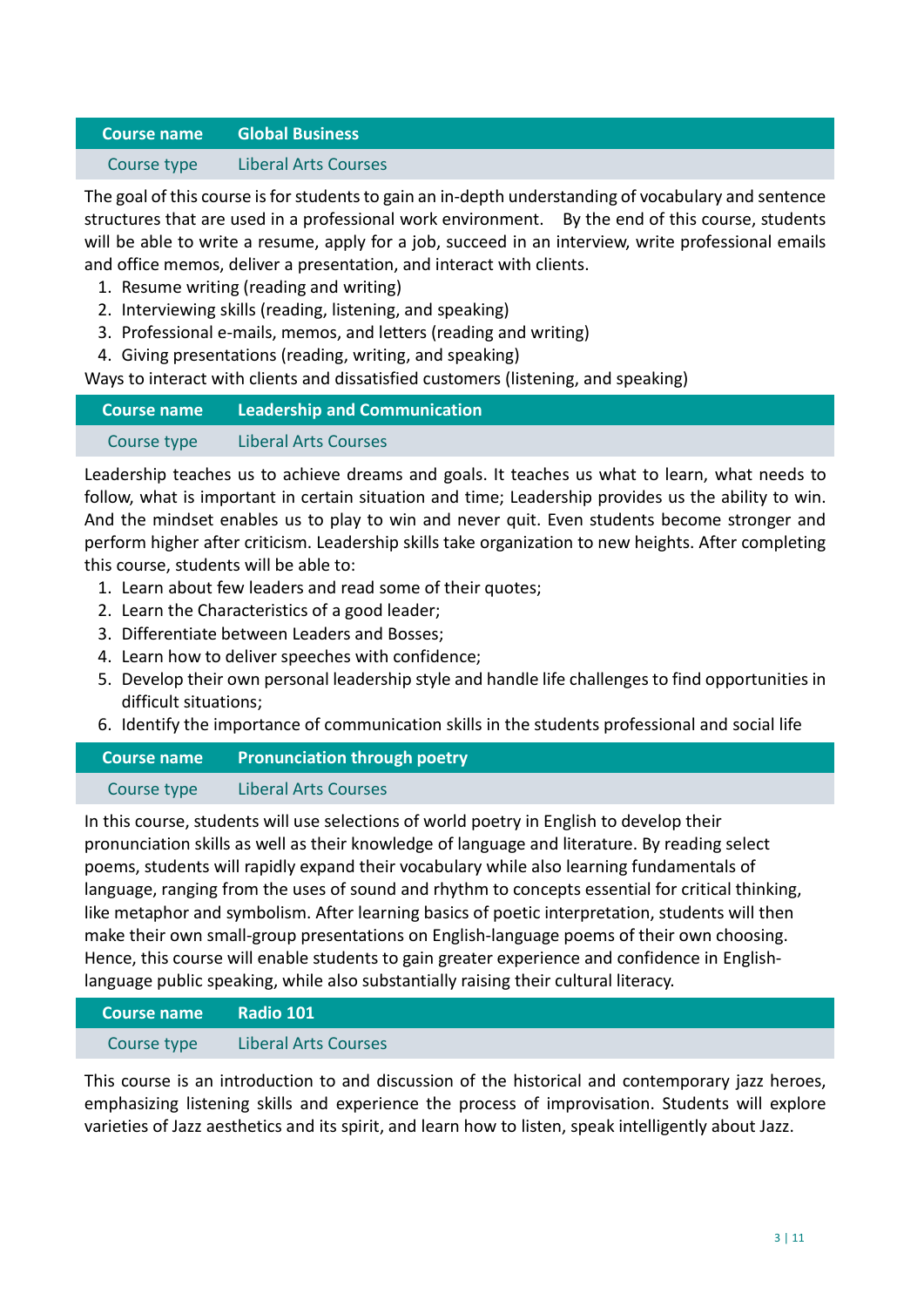| Course name | Global Business |
| --- | --- |
| Course type | Liberal Arts Courses |

The goal of this course is for students to gain an in-depth understanding of vocabulary and sentence structures that are used in a professional work environment. By the end of this course, students will be able to write a resume, apply for a job, succeed in an interview, write professional emails and office memos, deliver a presentation, and interact with clients.

1. Resume writing (reading and writing)
2. Interviewing skills (reading, listening, and speaking)
3. Professional e-mails, memos, and letters (reading and writing)
4. Giving presentations (reading, writing, and speaking)

Ways to interact with clients and dissatisfied customers (listening, and speaking)

| Course name | Leadership and Communication |
| --- | --- |
| Course type | Liberal Arts Courses |

Leadership teaches us to achieve dreams and goals. It teaches us what to learn, what needs to follow, what is important in certain situation and time; Leadership provides us the ability to win. And the mindset enables us to play to win and never quit. Even students become stronger and perform higher after criticism. Leadership skills take organization to new heights. After completing this course, students will be able to:

1. Learn about few leaders and read some of their quotes;
2. Learn the Characteristics of a good leader;
3. Differentiate between Leaders and Bosses;
4. Learn how to deliver speeches with confidence;
5. Develop their own personal leadership style and handle life challenges to find opportunities in difficult situations;
6. Identify the importance of communication skills in the students professional and social life

| Course name | Pronunciation through poetry |
| --- | --- |
| Course type | Liberal Arts Courses |

In this course, students will use selections of world poetry in English to develop their pronunciation skills as well as their knowledge of language and literature. By reading select poems, students will rapidly expand their vocabulary while also learning fundamentals of language, ranging from the uses of sound and rhythm to concepts essential for critical thinking, like metaphor and symbolism. After learning basics of poetic interpretation, students will then make their own small-group presentations on English-language poems of their own choosing. Hence, this course will enable students to gain greater experience and confidence in English-language public speaking, while also substantially raising their cultural literacy.

| Course name | Radio 101 |
| --- | --- |
| Course type | Liberal Arts Courses |

This course is an introduction to and discussion of the historical and contemporary jazz heroes, emphasizing listening skills and experience the process of improvisation. Students will explore varieties of Jazz aesthetics and its spirit, and learn how to listen, speak intelligently about Jazz.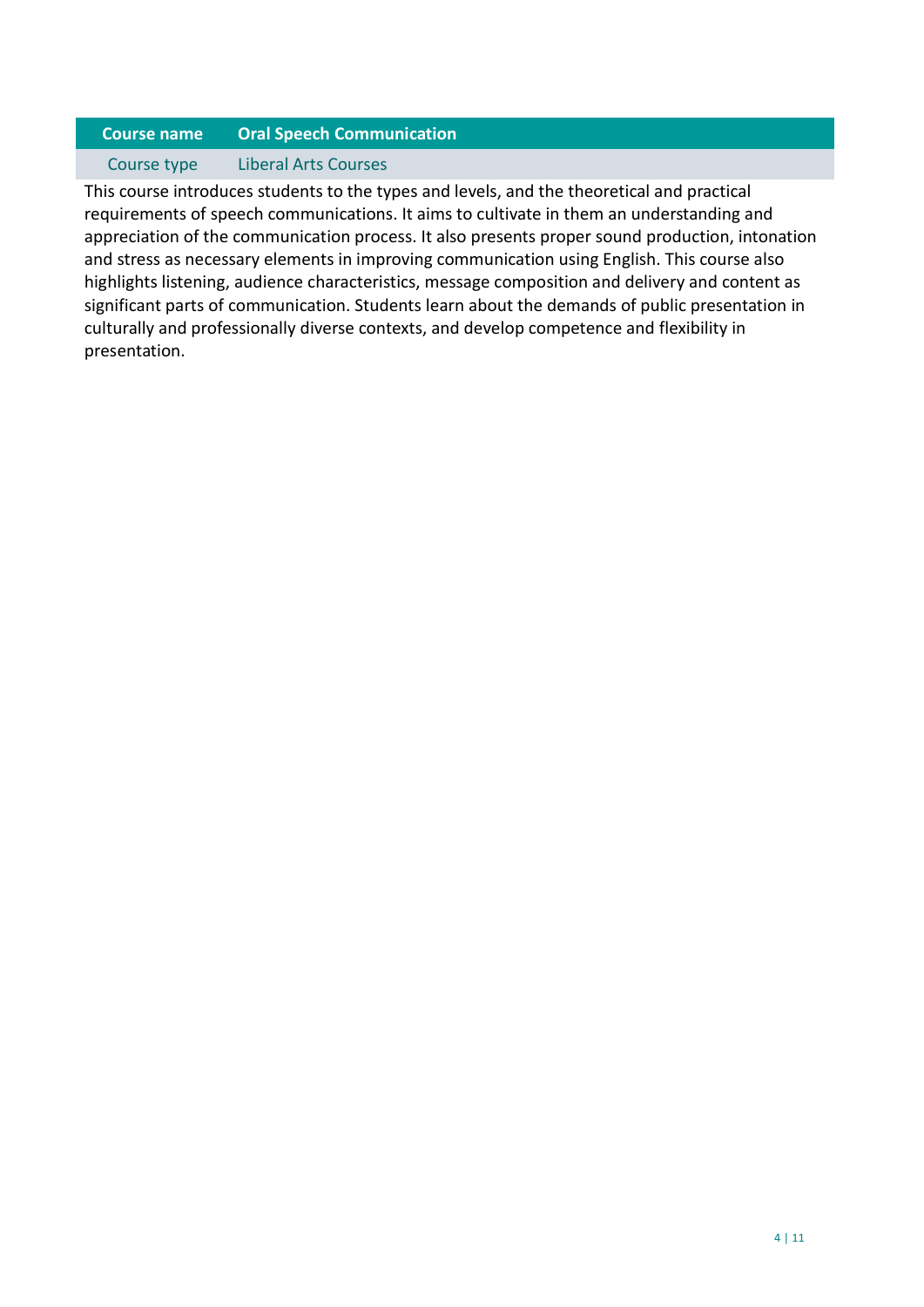| Course name | Oral Speech Communication |
| --- | --- |
| Course type | Liberal Arts Courses |

This course introduces students to the types and levels, and the theoretical and practical requirements of speech communications. It aims to cultivate in them an understanding and appreciation of the communication process. It also presents proper sound production, intonation and stress as necessary elements in improving communication using English. This course also highlights listening, audience characteristics, message composition and delivery and content as significant parts of communication. Students learn about the demands of public presentation in culturally and professionally diverse contexts, and develop competence and flexibility in presentation.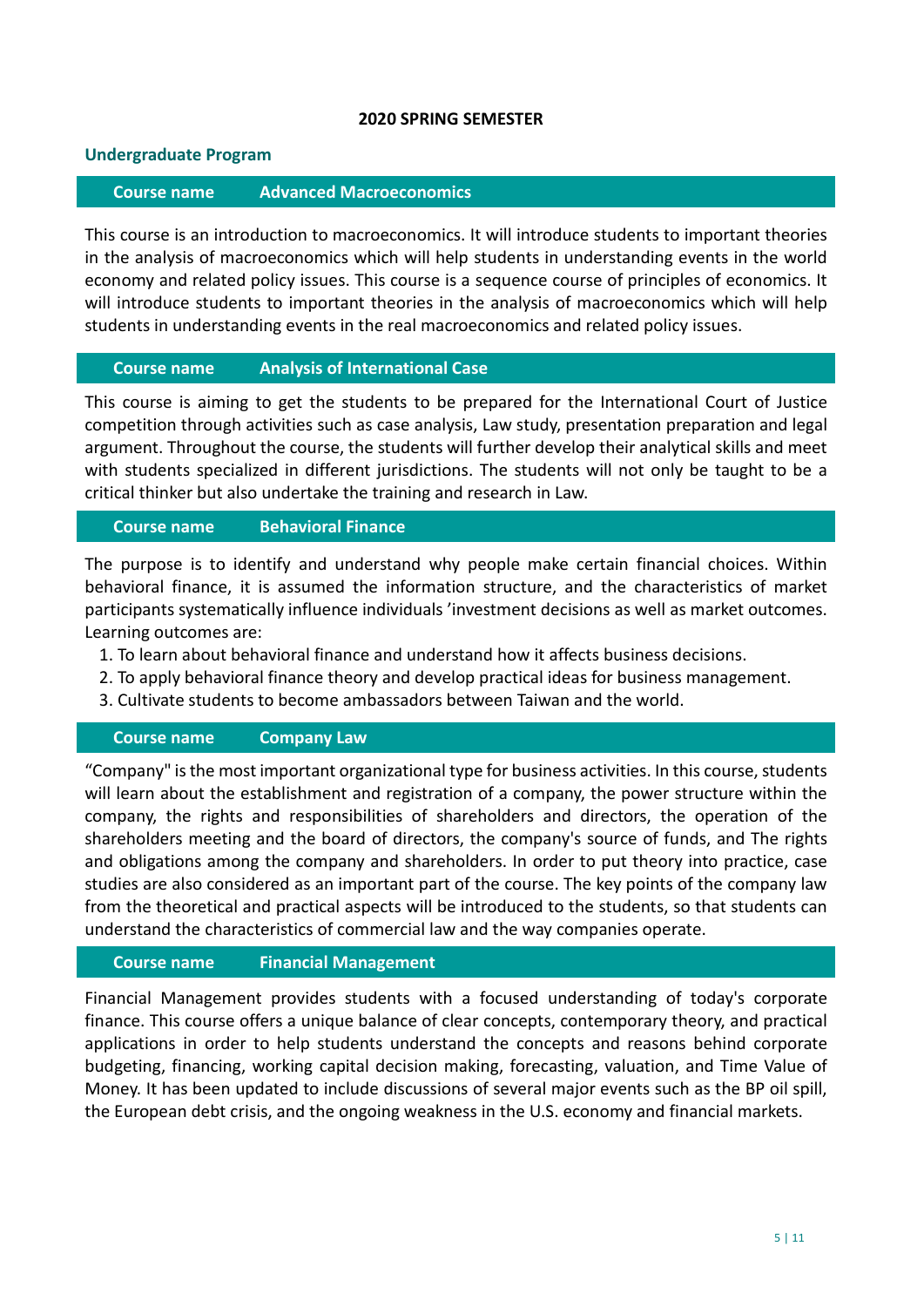**2020 SPRING SEMESTER**

## Undergraduate Program

| Course name | Advanced Macroeconomics |
|---|---|

This course is an introduction to macroeconomics. It will introduce students to important theories in the analysis of macroeconomics which will help students in understanding events in the world economy and related policy issues. This course is a sequence course of principles of economics. It will introduce students to important theories in the analysis of macroeconomics which will help students in understanding events in the real macroeconomics and related policy issues.

| Course name | Analysis of International Case |
|---|---|

This course is aiming to get the students to be prepared for the International Court of Justice competition through activities such as case analysis, Law study, presentation preparation and legal argument. Throughout the course, the students will further develop their analytical skills and meet with students specialized in different jurisdictions. The students will not only be taught to be a critical thinker but also undertake the training and research in Law.

| Course name | Behavioral Finance |
|---|---|

The purpose is to identify and understand why people make certain financial choices. Within behavioral finance, it is assumed the information structure, and the characteristics of market participants systematically influence individuals 'investment decisions as well as market outcomes. Learning outcomes are:

1. To learn about behavioral finance and understand how it affects business decisions.
2. To apply behavioral finance theory and develop practical ideas for business management.
3. Cultivate students to become ambassadors between Taiwan and the world.

| Course name | Company Law |
|---|---|

"Company" is the most important organizational type for business activities. In this course, students will learn about the establishment and registration of a company, the power structure within the company, the rights and responsibilities of shareholders and directors, the operation of the shareholders meeting and the board of directors, the company's source of funds, and The rights and obligations among the company and shareholders. In order to put theory into practice, case studies are also considered as an important part of the course. The key points of the company law from the theoretical and practical aspects will be introduced to the students, so that students can understand the characteristics of commercial law and the way companies operate.

| Course name | Financial Management |
|---|---|

Financial Management provides students with a focused understanding of today's corporate finance. This course offers a unique balance of clear concepts, contemporary theory, and practical applications in order to help students understand the concepts and reasons behind corporate budgeting, financing, working capital decision making, forecasting, valuation, and Time Value of Money. It has been updated to include discussions of several major events such as the BP oil spill, the European debt crisis, and the ongoing weakness in the U.S. economy and financial markets.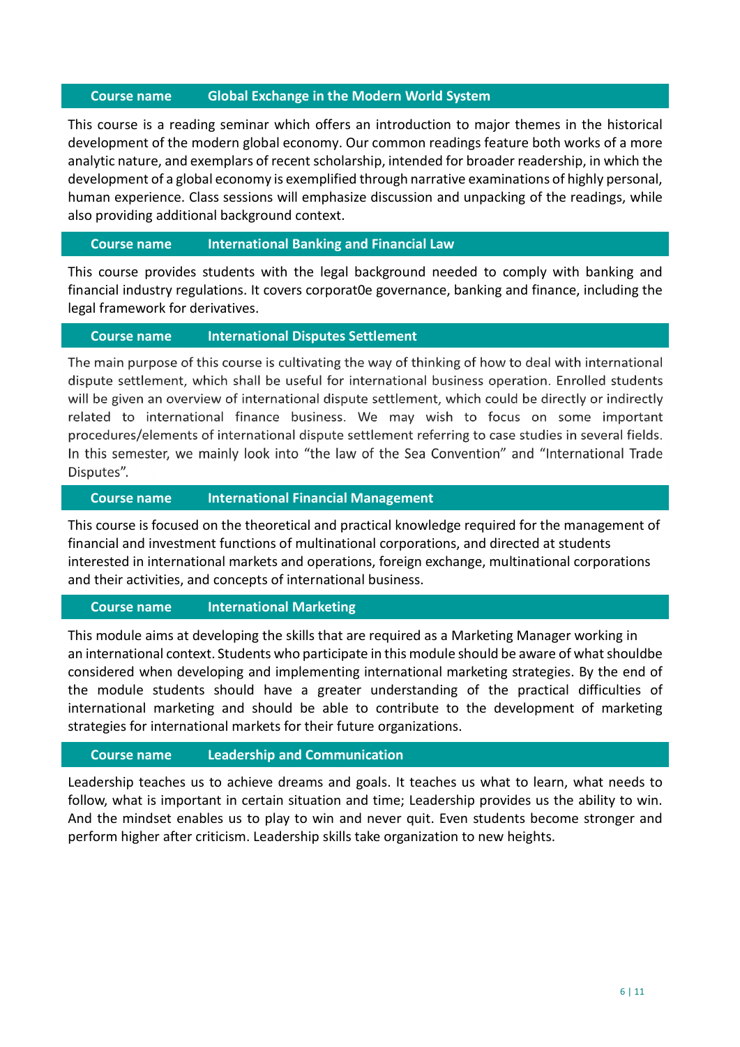| Course name | Global Exchange in the Modern World System |
| --- | --- |

This course is a reading seminar which offers an introduction to major themes in the historical development of the modern global economy. Our common readings feature both works of a more analytic nature, and exemplars of recent scholarship, intended for broader readership, in which the development of a global economy is exemplified through narrative examinations of highly personal, human experience. Class sessions will emphasize discussion and unpacking of the readings, while also providing additional background context.

| Course name | International Banking and Financial Law |
| --- | --- |

This course provides students with the legal background needed to comply with banking and financial industry regulations. It covers corporat0e governance, banking and finance, including the legal framework for derivatives.

| Course name | International Disputes Settlement |
| --- | --- |

The main purpose of this course is cultivating the way of thinking of how to deal with international dispute settlement, which shall be useful for international business operation. Enrolled students will be given an overview of international dispute settlement, which could be directly or indirectly related to international finance business. We may wish to focus on some important procedures/elements of international dispute settlement referring to case studies in several fields. In this semester, we mainly look into "the law of the Sea Convention" and "International Trade Disputes".

| Course name | International Financial Management |
| --- | --- |

This course is focused on the theoretical and practical knowledge required for the management of financial and investment functions of multinational corporations, and directed at students interested in international markets and operations, foreign exchange, multinational corporations and their activities, and concepts of international business.

| Course name | International Marketing |
| --- | --- |

This module aims at developing the skills that are required as a Marketing Manager working in an international context. Students who participate in this module should be aware of what shouldbe considered when developing and implementing international marketing strategies. By the end of the module students should have a greater understanding of the practical difficulties of international marketing and should be able to contribute to the development of marketing strategies for international markets for their future organizations.

| Course name | Leadership and Communication |
| --- | --- |

Leadership teaches us to achieve dreams and goals. It teaches us what to learn, what needs to follow, what is important in certain situation and time; Leadership provides us the ability to win. And the mindset enables us to play to win and never quit. Even students become stronger and perform higher after criticism. Leadership skills take organization to new heights.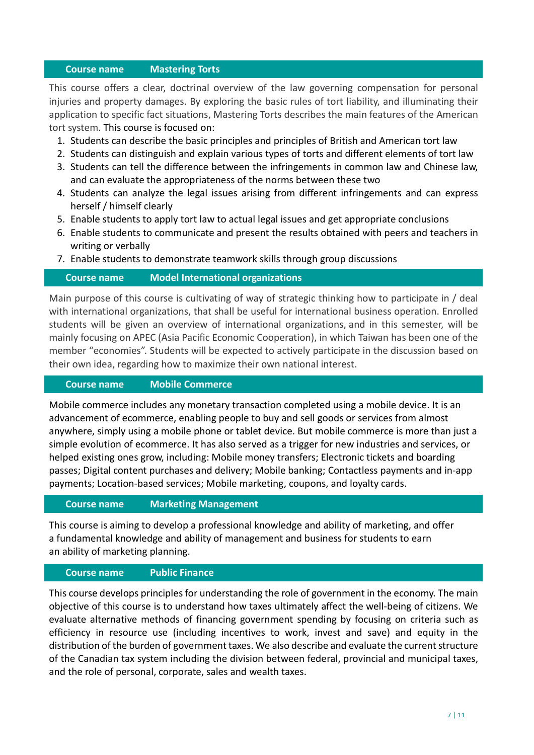| Course name | Mastering Torts |
|---|---|

This course offers a clear, doctrinal overview of the law governing compensation for personal injuries and property damages. By exploring the basic rules of tort liability, and illuminating their application to specific fact situations, Mastering Torts describes the main features of the American tort system. This course is focused on:

1. Students can describe the basic principles and principles of British and American tort law
2. Students can distinguish and explain various types of torts and different elements of tort law
3. Students can tell the difference between the infringements in common law and Chinese law, and can evaluate the appropriateness of the norms between these two
4. Students can analyze the legal issues arising from different infringements and can express herself / himself clearly
5. Enable students to apply tort law to actual legal issues and get appropriate conclusions
6. Enable students to communicate and present the results obtained with peers and teachers in writing or verbally
7. Enable students to demonstrate teamwork skills through group discussions

| Course name | Model International organizations |
|---|---|

Main purpose of this course is cultivating of way of strategic thinking how to participate in / deal with international organizations, that shall be useful for international business operation. Enrolled students will be given an overview of international organizations, and in this semester, will be mainly focusing on APEC (Asia Pacific Economic Cooperation), in which Taiwan has been one of the member "economies". Students will be expected to actively participate in the discussion based on their own idea, regarding how to maximize their own national interest.

| Course name | Mobile Commerce |
|---|---|

Mobile commerce includes any monetary transaction completed using a mobile device. It is an advancement of ecommerce, enabling people to buy and sell goods or services from almost anywhere, simply using a mobile phone or tablet device. But mobile commerce is more than just a simple evolution of ecommerce. It has also served as a trigger for new industries and services, or helped existing ones grow, including: Mobile money transfers; Electronic tickets and boarding passes; Digital content purchases and delivery; Mobile banking; Contactless payments and in-app payments; Location-based services; Mobile marketing, coupons, and loyalty cards.

| Course name | Marketing Management |
|---|---|

This course is aiming to develop a professional knowledge and ability of marketing, and offer a fundamental knowledge and ability of management and business for students to earn an ability of marketing planning.

| Course name | Public Finance |
|---|---|

This course develops principles for understanding the role of government in the economy. The main objective of this course is to understand how taxes ultimately affect the well-being of citizens. We evaluate alternative methods of financing government spending by focusing on criteria such as efficiency in resource use (including incentives to work, invest and save) and equity in the distribution of the burden of government taxes. We also describe and evaluate the current structure of the Canadian tax system including the division between federal, provincial and municipal taxes, and the role of personal, corporate, sales and wealth taxes.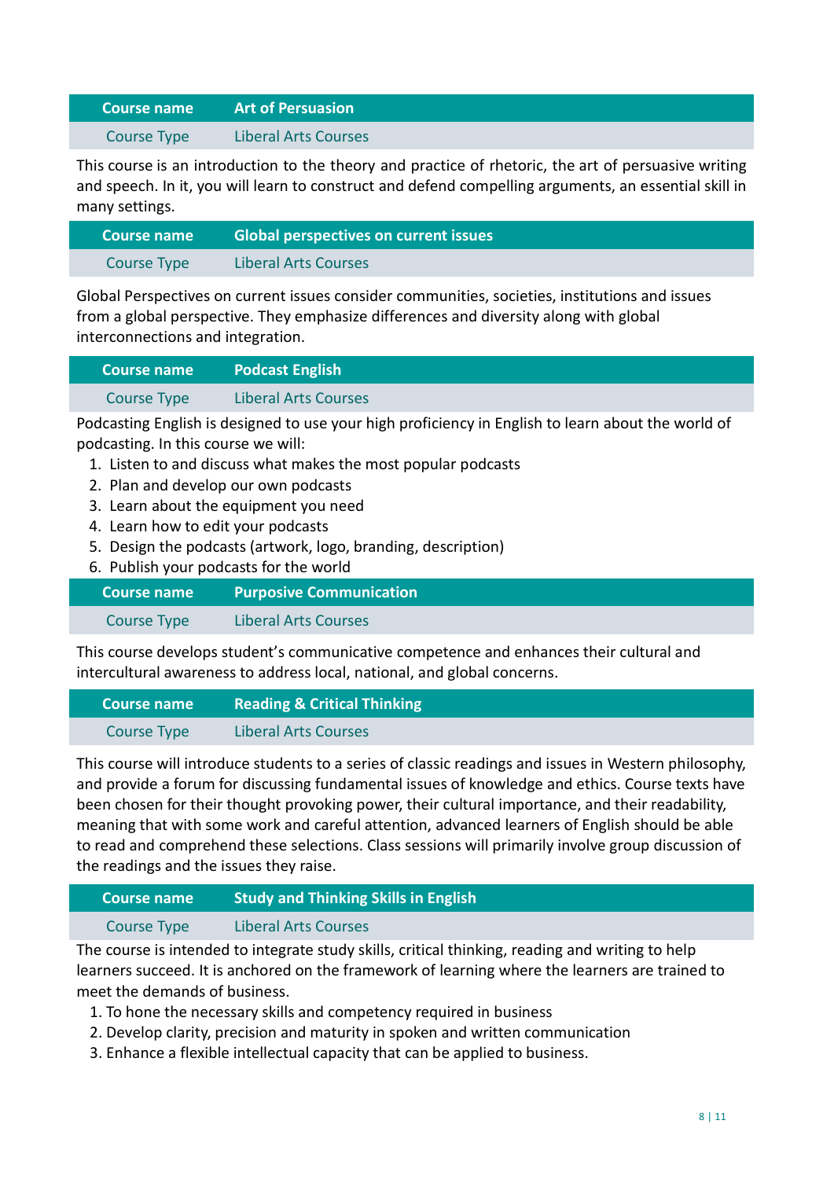| Course name | Art of Persuasion |
| --- | --- |
| Course Type | Liberal Arts Courses |

This course is an introduction to the theory and practice of rhetoric, the art of persuasive writing and speech. In it, you will learn to construct and defend compelling arguments, an essential skill in many settings.

| Course name | Global perspectives on current issues |
| --- | --- |
| Course Type | Liberal Arts Courses |

Global Perspectives on current issues consider communities, societies, institutions and issues from a global perspective. They emphasize differences and diversity along with global interconnections and integration.

| Course name | Podcast English |
| --- | --- |
| Course Type | Liberal Arts Courses |

Podcasting English is designed to use your high proficiency in English to learn about the world of podcasting. In this course we will:

1. Listen to and discuss what makes the most popular podcasts
2. Plan and develop our own podcasts
3. Learn about the equipment you need
4. Learn how to edit your podcasts
5. Design the podcasts (artwork, logo, branding, description)
6. Publish your podcasts for the world

| Course name | Purposive Communication |
| --- | --- |
| Course Type | Liberal Arts Courses |

This course develops student's communicative competence and enhances their cultural and intercultural awareness to address local, national, and global concerns.

| Course name | Reading & Critical Thinking |
| --- | --- |
| Course Type | Liberal Arts Courses |

This course will introduce students to a series of classic readings and issues in Western philosophy, and provide a forum for discussing fundamental issues of knowledge and ethics. Course texts have been chosen for their thought provoking power, their cultural importance, and their readability, meaning that with some work and careful attention, advanced learners of English should be able to read and comprehend these selections. Class sessions will primarily involve group discussion of the readings and the issues they raise.

| Course name | Study and Thinking Skills in English |
| --- | --- |
| Course Type | Liberal Arts Courses |

The course is intended to integrate study skills, critical thinking, reading and writing to help learners succeed. It is anchored on the framework of learning where the learners are trained to meet the demands of business.

1. To hone the necessary skills and competency required in business
2. Develop clarity, precision and maturity in spoken and written communication
3. Enhance a flexible intellectual capacity that can be applied to business.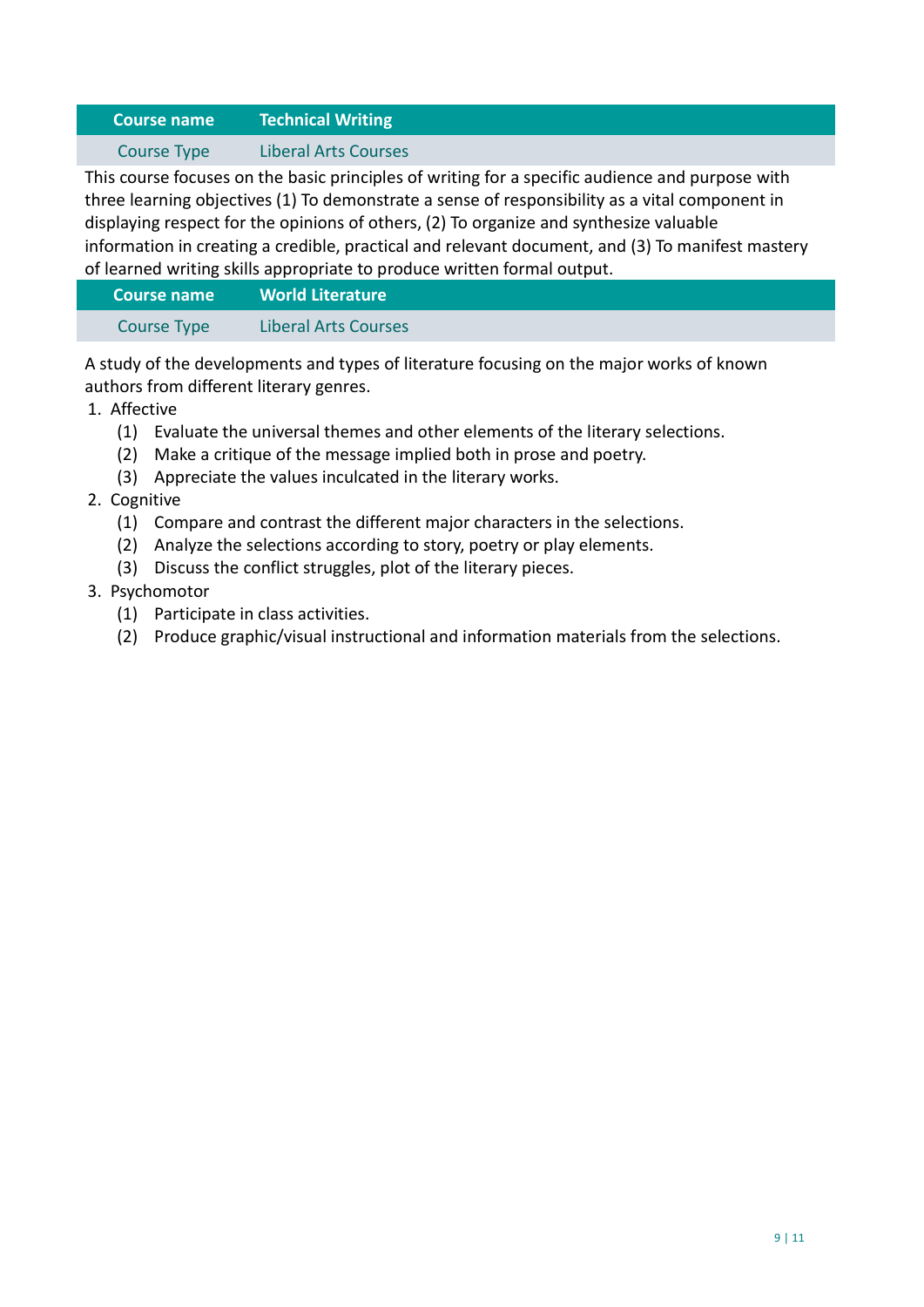| Course name | Technical Writing |
| --- | --- |
| Course Type | Liberal Arts Courses |

This course focuses on the basic principles of writing for a specific audience and purpose with three learning objectives (1) To demonstrate a sense of responsibility as a vital component in displaying respect for the opinions of others, (2) To organize and synthesize valuable information in creating a credible, practical and relevant document, and (3) To manifest mastery of learned writing skills appropriate to produce written formal output.

| Course name | World Literature |
| --- | --- |
| Course Type | Liberal Arts Courses |

A study of the developments and types of literature focusing on the major works of known authors from different literary genres.

1. Affective
   (1) Evaluate the universal themes and other elements of the literary selections.
   (2) Make a critique of the message implied both in prose and poetry.
   (3) Appreciate the values inculcated in the literary works.
2. Cognitive
   (1) Compare and contrast the different major characters in the selections.
   (2) Analyze the selections according to story, poetry or play elements.
   (3) Discuss the conflict struggles, plot of the literary pieces.
3. Psychomotor
   (1) Participate in class activities.
   (2) Produce graphic/visual instructional and information materials from the selections.